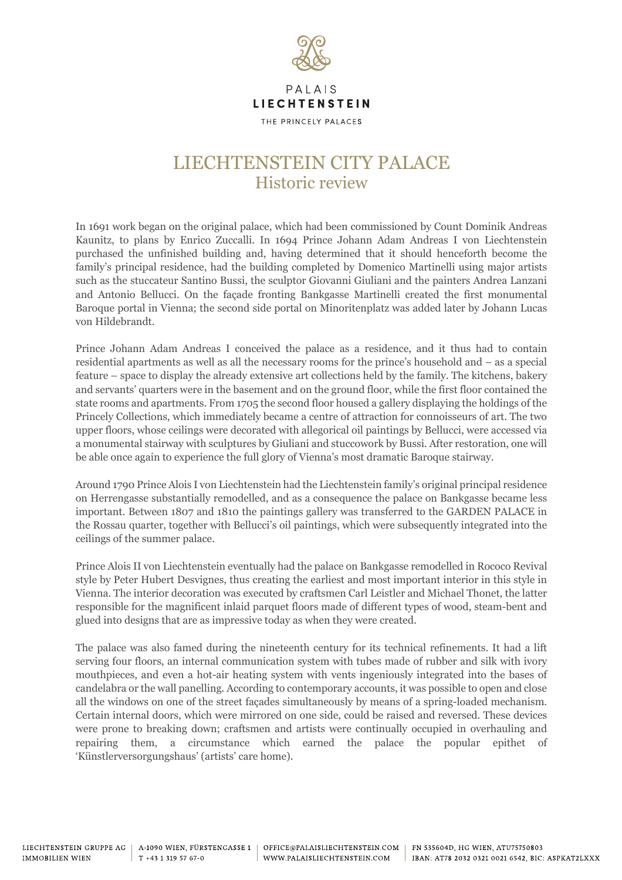PALAIS
**LIECHTENSTEIN**
THE PRINCELY PALACES

# LIECHTENSTEIN CITY PALACE
## Historic review

In 1691 work began on the original palace, which had been commissioned by Count Dominik Andreas Kaunitz, to plans by Enrico Zuccalli. In 1694 Prince Johann Adam Andreas I von Liechtenstein purchased the unfinished building and, having determined that it should henceforth become the family's principal residence, had the building completed by Domenico Martinelli using major artists such as the stuccateur Santino Bussi, the sculptor Giovanni Giuliani and the painters Andrea Lanzani and Antonio Bellucci. On the façade fronting Bankgasse Martinelli created the first monumental Baroque portal in Vienna; the second side portal on Minoritenplatz was added later by Johann Lucas von Hildebrandt.

Prince Johann Adam Andreas I conceived the palace as a residence, and it thus had to contain residential apartments as well as all the necessary rooms for the prince's household and – as a special feature – space to display the already extensive art collections held by the family. The kitchens, bakery and servants' quarters were in the basement and on the ground floor, while the first floor contained the state rooms and apartments. From 1705 the second floor housed a gallery displaying the holdings of the Princely Collections, which immediately became a centre of attraction for connoisseurs of art. The two upper floors, whose ceilings were decorated with allegorical oil paintings by Bellucci, were accessed via a monumental stairway with sculptures by Giuliani and stuccowork by Bussi. After restoration, one will be able once again to experience the full glory of Vienna's most dramatic Baroque stairway.

Around 1790 Prince Alois I von Liechtenstein had the Liechtenstein family's original principal residence on Herrengasse substantially remodelled, and as a consequence the palace on Bankgasse became less important. Between 1807 and 1810 the paintings gallery was transferred to the GARDEN PALACE in the Rossau quarter, together with Bellucci's oil paintings, which were subsequently integrated into the ceilings of the summer palace.

Prince Alois II von Liechtenstein eventually had the palace on Bankgasse remodelled in Rococo Revival style by Peter Hubert Desvignes, thus creating the earliest and most important interior in this style in Vienna. The interior decoration was executed by craftsmen Carl Leistler and Michael Thonet, the latter responsible for the magnificent inlaid parquet floors made of different types of wood, steam-bent and glued into designs that are as impressive today as when they were created.

The palace was also famed during the nineteenth century for its technical refinements. It had a lift serving four floors, an internal communication system with tubes made of rubber and silk with ivory mouthpieces, and even a hot-air heating system with vents ingeniously integrated into the bases of candelabra or the wall panelling. According to contemporary accounts, it was possible to open and close all the windows on one of the street façades simultaneously by means of a spring-loaded mechanism. Certain internal doors, which were mirrored on one side, could be raised and reversed. These devices were prone to breaking down; craftsmen and artists were continually occupied in overhauling and repairing them, a circumstance which earned the palace the popular epithet of 'Künstlerversorgungshaus' (artists' care home).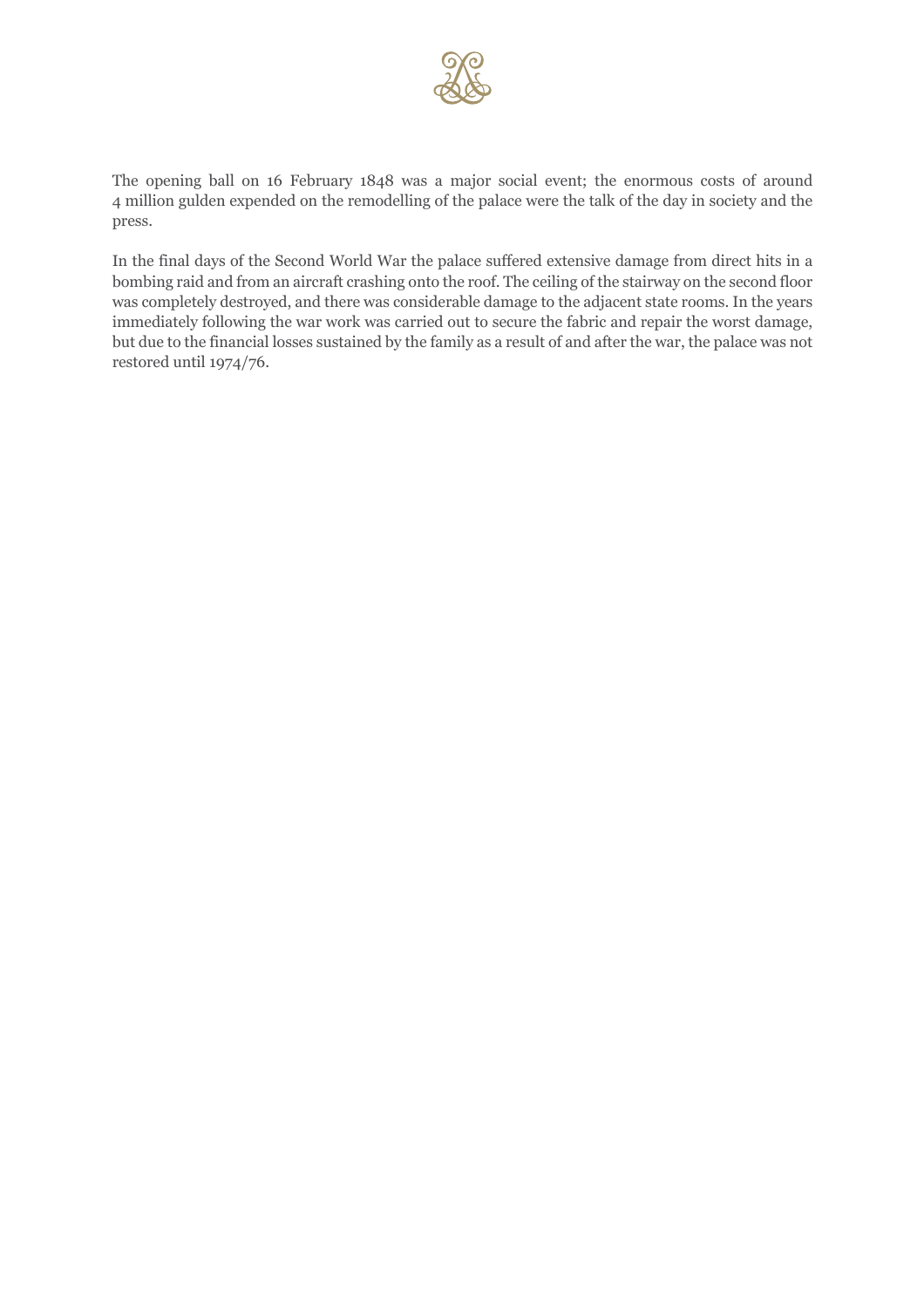The opening ball on 16 February 1848 was a major social event; the enormous costs of around 4 million gulden expended on the remodelling of the palace were the talk of the day in society and the press.

In the final days of the Second World War the palace suffered extensive damage from direct hits in a bombing raid and from an aircraft crashing onto the roof. The ceiling of the stairway on the second floor was completely destroyed, and there was considerable damage to the adjacent state rooms. In the years immediately following the war work was carried out to secure the fabric and repair the worst damage, but due to the financial losses sustained by the family as a result of and after the war, the palace was not restored until 1974/76.